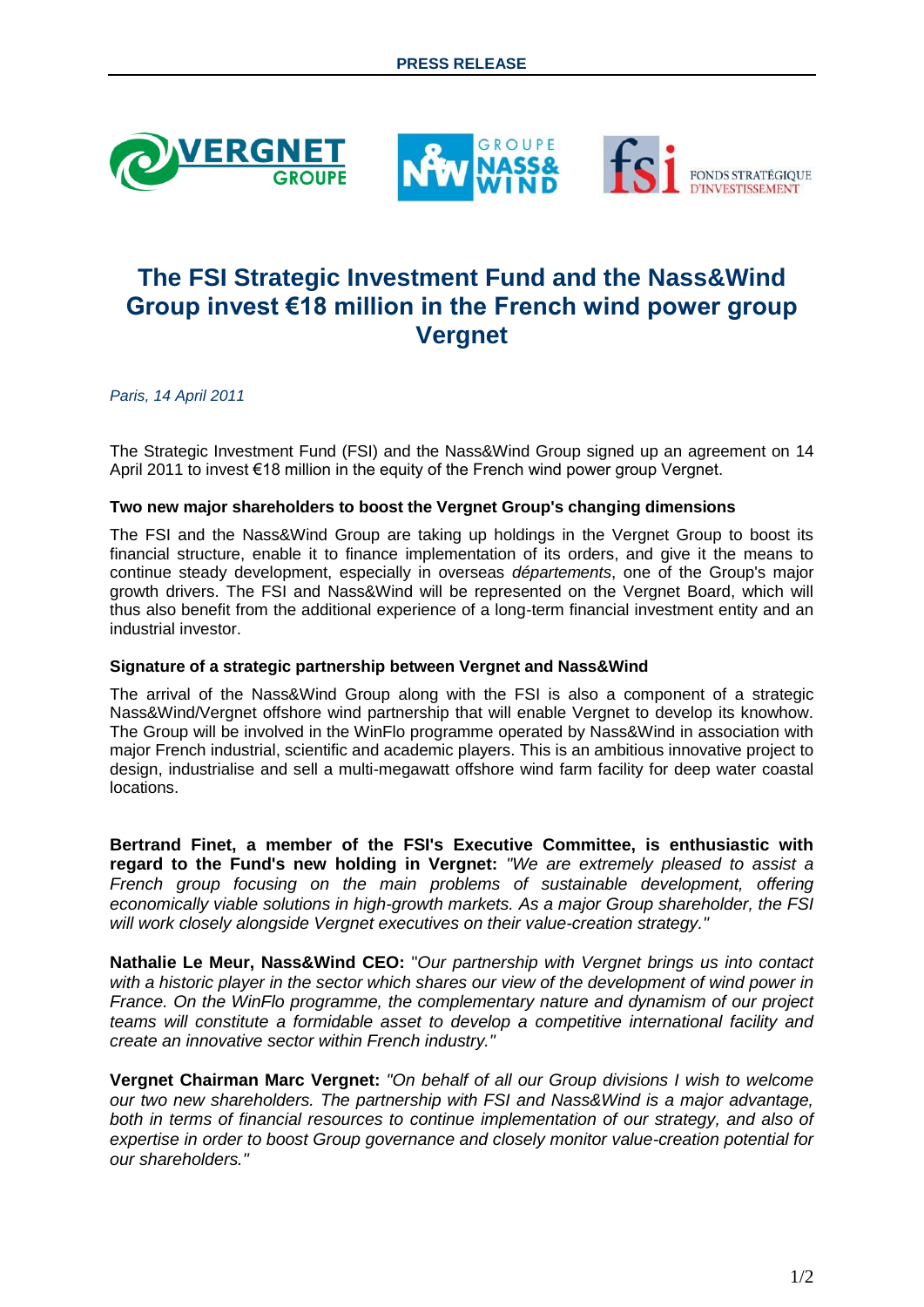**PRESS RELEASE**

# The FSI Strategic Investment Fund and the Nass&Wind Group invest €18 million in the French wind power group Vergnet

*Paris, 14 April 2011*

The Strategic Investment Fund (FSI) and the Nass&Wind Group signed up an agreement on 14 April 2011 to invest €18 million in the equity of the French wind power group Vergnet.

**Two new major shareholders to boost the Vergnet Group's changing dimensions**

The FSI and the Nass&Wind Group are taking up holdings in the Vergnet Group to boost its financial structure, enable it to finance implementation of its orders, and give it the means to continue steady development, especially in overseas *départements*, one of the Group's major growth drivers. The FSI and Nass&Wind will be represented on the Vergnet Board, which will thus also benefit from the additional experience of a long-term financial investment entity and an industrial investor.

**Signature of a strategic partnership between Vergnet and Nass&Wind**

The arrival of the Nass&Wind Group along with the FSI is also a component of a strategic Nass&Wind/Vergnet offshore wind partnership that will enable Vergnet to develop its knowhow. The Group will be involved in the WinFlo programme operated by Nass&Wind in association with major French industrial, scientific and academic players. This is an ambitious innovative project to design, industrialise and sell a multi-megawatt offshore wind farm facility for deep water coastal locations.

**Bertrand Finet, a member of the FSI's Executive Committee, is enthusiastic with regard to the Fund's new holding in Vergnet:** *"We are extremely pleased to assist a French group focusing on the main problems of sustainable development, offering economically viable solutions in high-growth markets. As a major Group shareholder, the FSI will work closely alongside Vergnet executives on their value-creation strategy."*

**Nathalie Le Meur, Nass&Wind CEO:** "*Our partnership with Vergnet brings us into contact with a historic player in the sector which shares our view of the development of wind power in France. On the WinFlo programme, the complementary nature and dynamism of our project teams will constitute a formidable asset to develop a competitive international facility and create an innovative sector within French industry."*

**Vergnet Chairman Marc Vergnet:** *"On behalf of all our Group divisions I wish to welcome our two new shareholders. The partnership with FSI and Nass&Wind is a major advantage, both in terms of financial resources to continue implementation of our strategy, and also of expertise in order to boost Group governance and closely monitor value-creation potential for our shareholders."*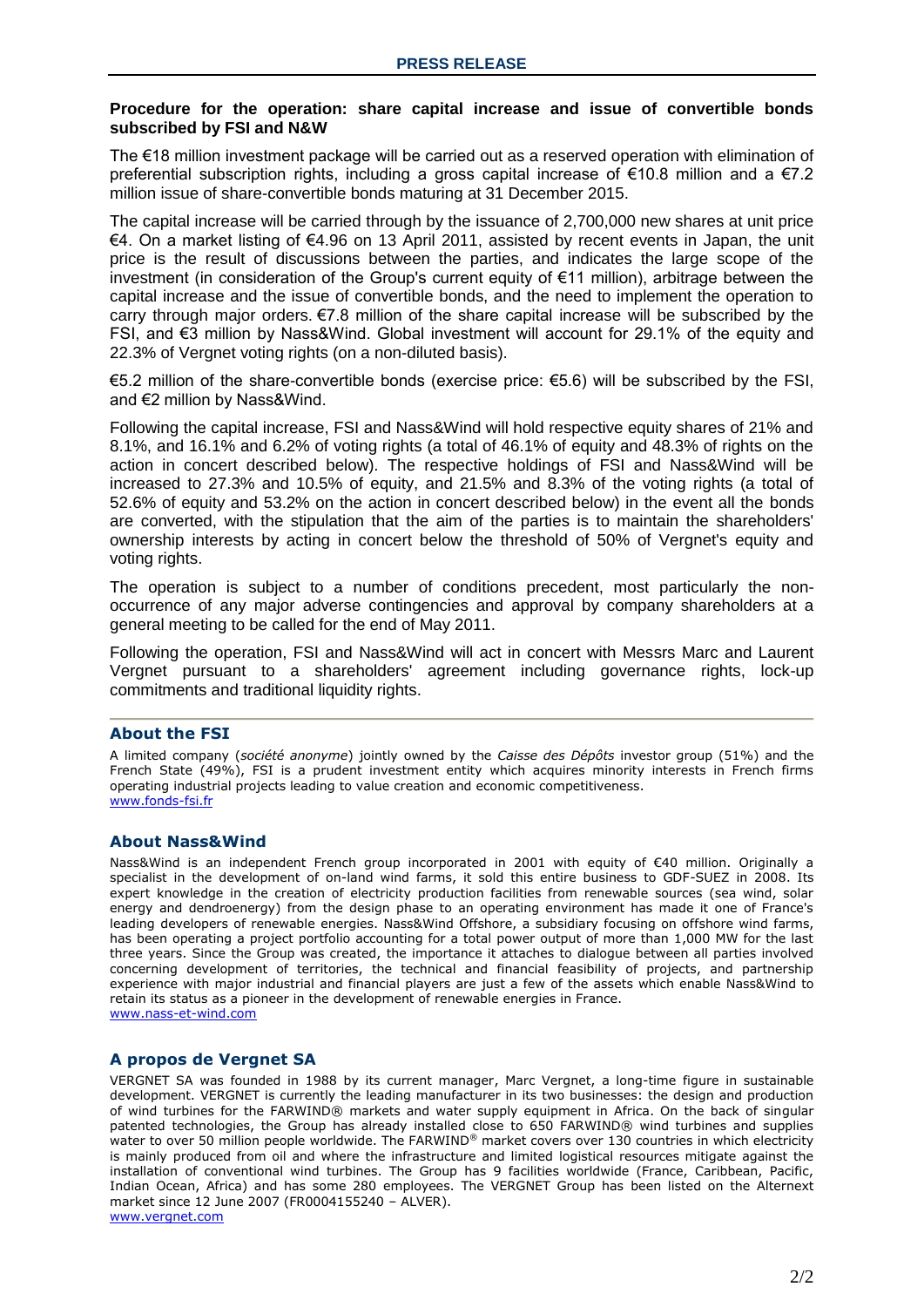**PRESS RELEASE**

### Procedure for the operation: share capital increase and issue of convertible bonds subscribed by FSI and N&W

The €18 million investment package will be carried out as a reserved operation with elimination of preferential subscription rights, including a gross capital increase of €10.8 million and a €7.2 million issue of share-convertible bonds maturing at 31 December 2015.

The capital increase will be carried through by the issuance of 2,700,000 new shares at unit price €4. On a market listing of €4.96 on 13 April 2011, assisted by recent events in Japan, the unit price is the result of discussions between the parties, and indicates the large scope of the investment (in consideration of the Group's current equity of €11 million), arbitrage between the capital increase and the issue of convertible bonds, and the need to implement the operation to carry through major orders. €7.8 million of the share capital increase will be subscribed by the FSI, and €3 million by Nass&Wind. Global investment will account for 29.1% of the equity and 22.3% of Vergnet voting rights (on a non-diluted basis).

€5.2 million of the share-convertible bonds (exercise price: €5.6) will be subscribed by the FSI, and €2 million by Nass&Wind.

Following the capital increase, FSI and Nass&Wind will hold respective equity shares of 21% and 8.1%, and 16.1% and 6.2% of voting rights (a total of 46.1% of equity and 48.3% of rights on the action in concert described below). The respective holdings of FSI and Nass&Wind will be increased to 27.3% and 10.5% of equity, and 21.5% and 8.3% of the voting rights (a total of 52.6% of equity and 53.2% on the action in concert described below) in the event all the bonds are converted, with the stipulation that the aim of the parties is to maintain the shareholders' ownership interests by acting in concert below the threshold of 50% of Vergnet's equity and voting rights.

The operation is subject to a number of conditions precedent, most particularly the non-occurrence of any major adverse contingencies and approval by company shareholders at a general meeting to be called for the end of May 2011.

Following the operation, FSI and Nass&Wind will act in concert with Messrs Marc and Laurent Vergnet pursuant to a shareholders' agreement including governance rights, lock-up commitments and traditional liquidity rights.

---

### About the FSI

A limited company (*société anonyme*) jointly owned by the *Caisse des Dépôts* investor group (51%) and the French State (49%), FSI is a prudent investment entity which acquires minority interests in French firms operating industrial projects leading to value creation and economic competitiveness.
www.fonds-fsi.fr

### About Nass&Wind

Nass&Wind is an independent French group incorporated in 2001 with equity of €40 million. Originally a specialist in the development of on-land wind farms, it sold this entire business to GDF-SUEZ in 2008. Its expert knowledge in the creation of electricity production facilities from renewable sources (sea wind, solar energy and dendroenergy) from the design phase to an operating environment has made it one of France's leading developers of renewable energies. Nass&Wind Offshore, a subsidiary focusing on offshore wind farms, has been operating a project portfolio accounting for a total power output of more than 1,000 MW for the last three years. Since the Group was created, the importance it attaches to dialogue between all parties involved concerning development of territories, the technical and financial feasibility of projects, and partnership experience with major industrial and financial players are just a few of the assets which enable Nass&Wind to retain its status as a pioneer in the development of renewable energies in France.
www.nass-et-wind.com

### A propos de Vergnet SA

VERGNET SA was founded in 1988 by its current manager, Marc Vergnet, a long-time figure in sustainable development. VERGNET is currently the leading manufacturer in its two businesses: the design and production of wind turbines for the FARWIND® markets and water supply equipment in Africa. On the back of singular patented technologies, the Group has already installed close to 650 FARWIND® wind turbines and supplies water to over 50 million people worldwide. The FARWIND® market covers over 130 countries in which electricity is mainly produced from oil and where the infrastructure and limited logistical resources mitigate against the installation of conventional wind turbines. The Group has 9 facilities worldwide (France, Caribbean, Pacific, Indian Ocean, Africa) and has some 280 employees. The VERGNET Group has been listed on the Alternext market since 12 June 2007 (FR0004155240 – ALVER).
www.vergnet.com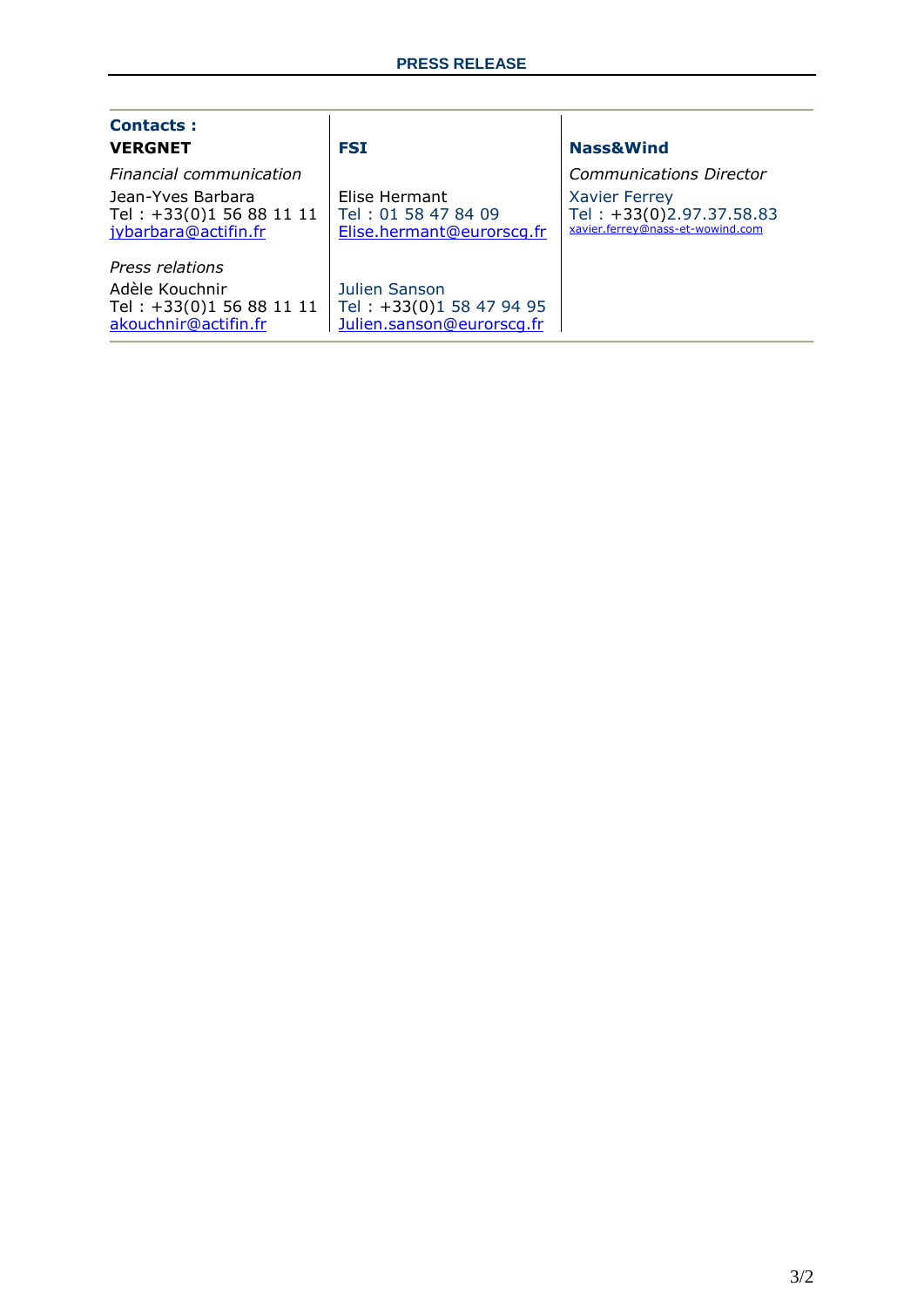**Contacts :**

| VERGNET | FSI | Nass&Wind |
| --- | --- | --- |
| *Financial communication* | | *Communications Director* |
| Jean-Yves Barbara<br>Tel : +33(0)1 56 88 11 11<br>jybarbara@actifin.fr | Elise Hermant<br>Tel : 01 58 47 84 09<br>Elise.hermant@eurorscg.fr | Xavier Ferrey<br>Tel : +33(0)2.97.37.58.83<br>xavier.ferrey@nass-et-wowind.com |
| *Press relations* | | |
| Adèle Kouchnir<br>Tel : +33(0)1 56 88 11 11<br>akouchnir@actifin.fr | Julien Sanson<br>Tel : +33(0)1 58 47 94 95<br>Julien.sanson@eurorscg.fr | |